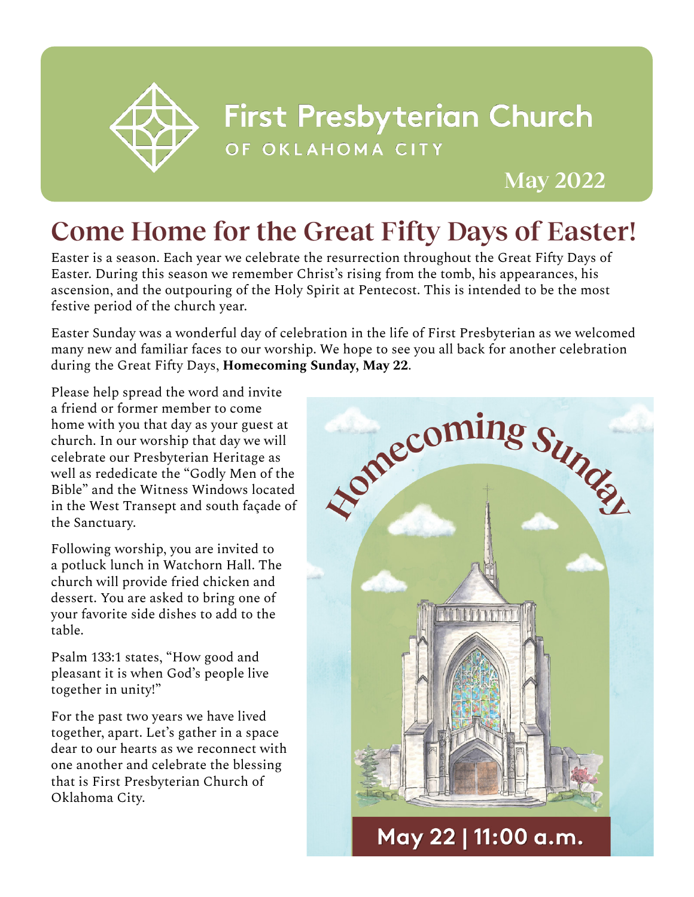# First Presbyterian Church

OF OKLAHOMA CITY

May 2022

## Come Home for the Great Fifty Days of Easter!

Easter is a season. Each year we celebrate the resurrection throughout the Great Fifty Days of Easter. During this season we remember Christ's rising from the tomb, his appearances, his ascension, and the outpouring of the Holy Spirit at Pentecost. This is intended to be the most festive period of the church year.

Easter Sunday was a wonderful day of celebration in the life of First Presbyterian as we welcomed many new and familiar faces to our worship. We hope to see you all back for another celebration during the Great Fifty Days, **Homecoming Sunday, May 22**.

Please help spread the word and invite a friend or former member to come home with you that day as your guest at church. In our worship that day we will celebrate our Presbyterian Heritage as well as rededicate the "Godly Men of the Bible" and the Witness Windows located in the West Transept and south façade of the Sanctuary.

Following worship, you are invited to a potluck lunch in Watchorn Hall. The church will provide fried chicken and dessert. You are asked to bring one of your favorite side dishes to add to the table.

Psalm 133:1 states, "How good and pleasant it is when God's people live together in unity!"

For the past two years we have lived together, apart. Let's gather in a space dear to our hearts as we reconnect with one another and celebrate the blessing that is First Presbyterian Church of Oklahoma City.

**Homecoming Sunday**

**May 22 | 11:00 a.m.**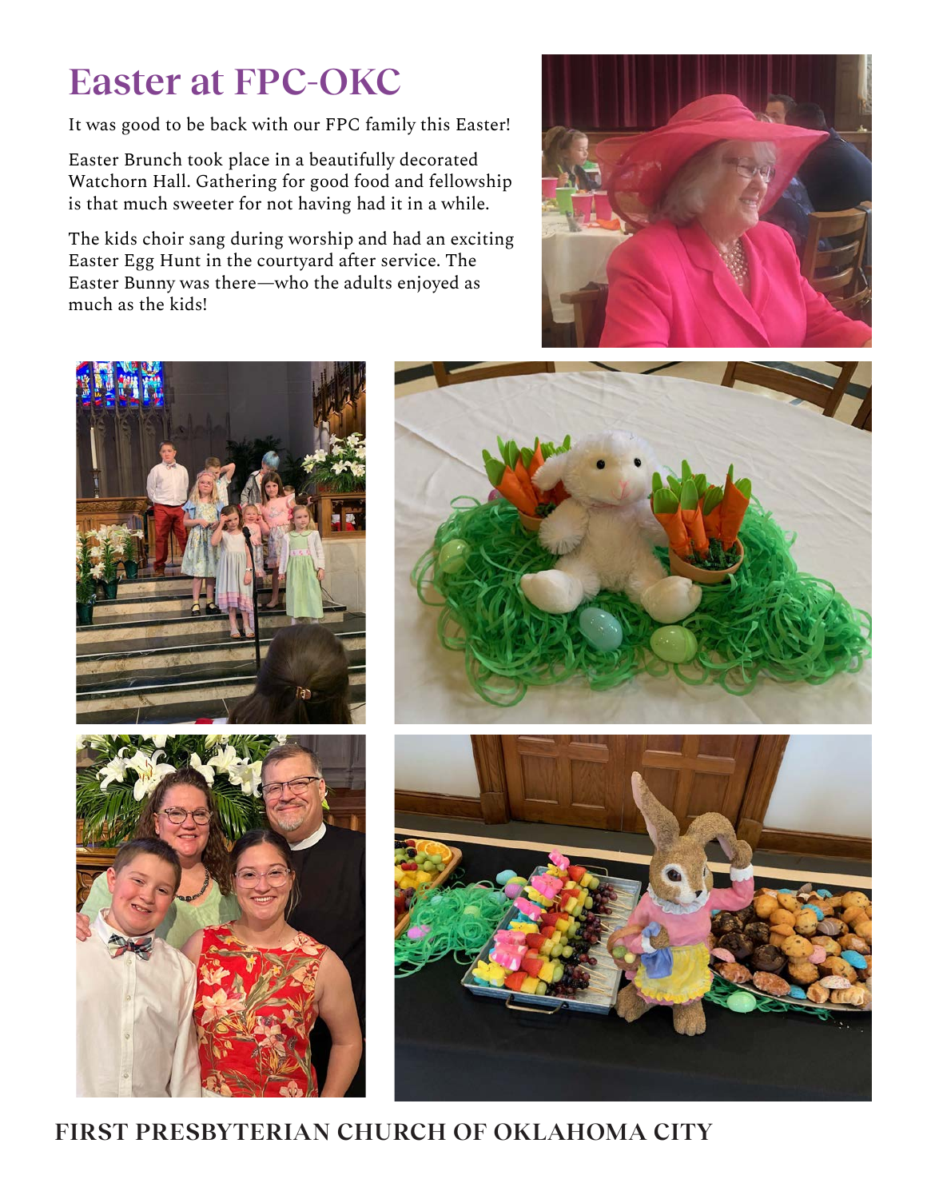# Easter at FPC-OKC

It was good to be back with our FPC family this Easter!

Easter Brunch took place in a beautifully decorated Watchorn Hall. Gathering for good food and fellowship is that much sweeter for not having had it in a while.

The kids choir sang during worship and had an exciting Easter Egg Hunt in the courtyard after service. The Easter Bunny was there—who the adults enjoyed as much as the kids!

**FIRST PRESBYTERIAN CHURCH OF OKLAHOMA CITY**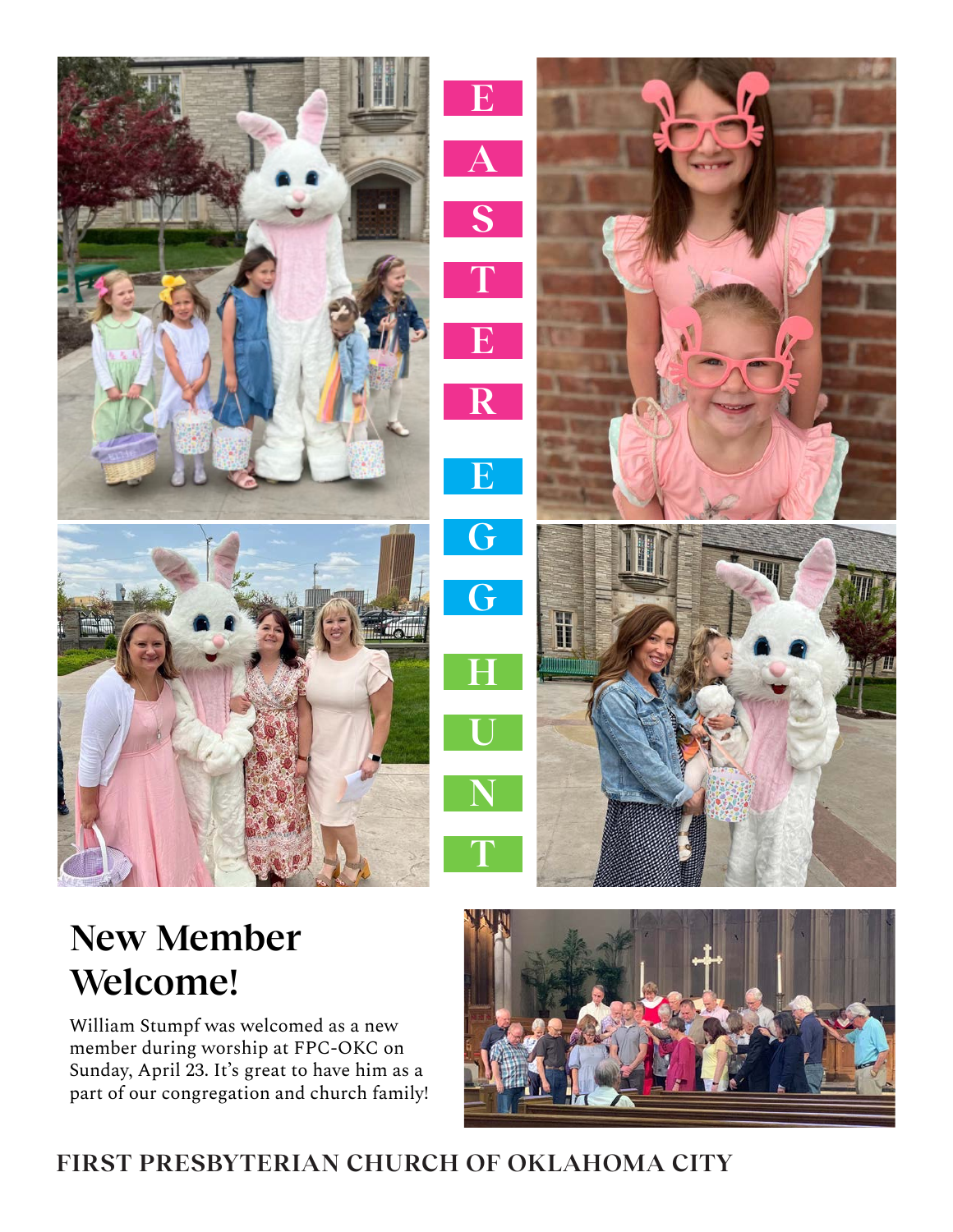EASTER EGG HUNT

## New Member Welcome!

William Stumpf was welcomed as a new member during worship at FPC-OKC on Sunday, April 23. It's great to have him as a part of our congregation and church family!

FIRST PRESBYTERIAN CHURCH OF OKLAHOMA CITY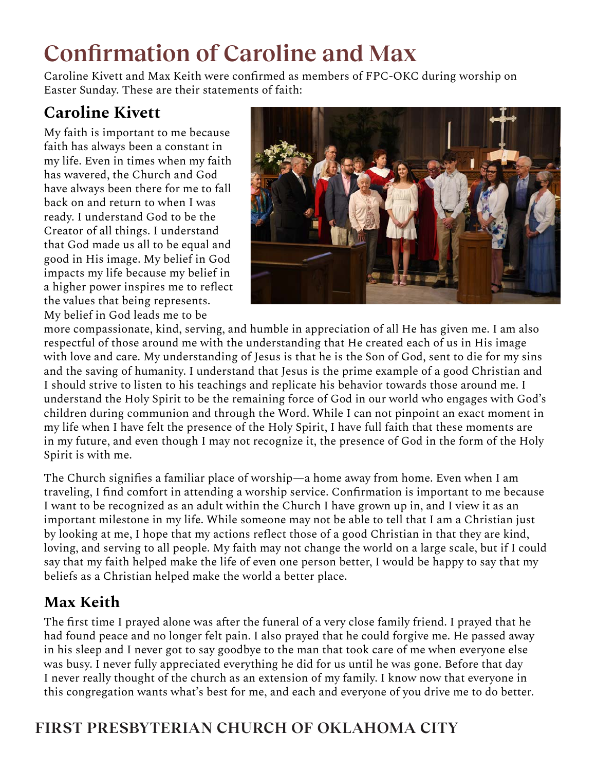# Confirmation of Caroline and Max

Caroline Kivett and Max Keith were confirmed as members of FPC-OKC during worship on Easter Sunday. These are their statements of faith:

## Caroline Kivett

My faith is important to me because faith has always been a constant in my life. Even in times when my faith has wavered, the Church and God have always been there for me to fall back on and return to when I was ready. I understand God to be the Creator of all things. I understand that God made us all to be equal and good in His image. My belief in God impacts my life because my belief in a higher power inspires me to reflect the values that being represents. My belief in God leads me to be more compassionate, kind, serving, and humble in appreciation of all He has given me. I am also respectful of those around me with the understanding that He created each of us in His image with love and care. My understanding of Jesus is that he is the Son of God, sent to die for my sins and the saving of humanity. I understand that Jesus is the prime example of a good Christian and I should strive to listen to his teachings and replicate his behavior towards those around me. I understand the Holy Spirit to be the remaining force of God in our world who engages with God's children during communion and through the Word. While I can not pinpoint an exact moment in my life when I have felt the presence of the Holy Spirit, I have full faith that these moments are in my future, and even though I may not recognize it, the presence of God in the form of the Holy Spirit is with me.

The Church signifies a familiar place of worship—a home away from home. Even when I am traveling, I find comfort in attending a worship service. Confirmation is important to me because I want to be recognized as an adult within the Church I have grown up in, and I view it as an important milestone in my life. While someone may not be able to tell that I am a Christian just by looking at me, I hope that my actions reflect those of a good Christian in that they are kind, loving, and serving to all people. My faith may not change the world on a large scale, but if I could say that my faith helped make the life of even one person better, I would be happy to say that my beliefs as a Christian helped make the world a better place.

## Max Keith

The first time I prayed alone was after the funeral of a very close family friend. I prayed that he had found peace and no longer felt pain. I also prayed that he could forgive me. He passed away in his sleep and I never got to say goodbye to the man that took care of me when everyone else was busy. I never fully appreciated everything he did for us until he was gone. Before that day I never really thought of the church as an extension of my family. I know now that everyone in this congregation wants what's best for me, and each and everyone of you drive me to do better.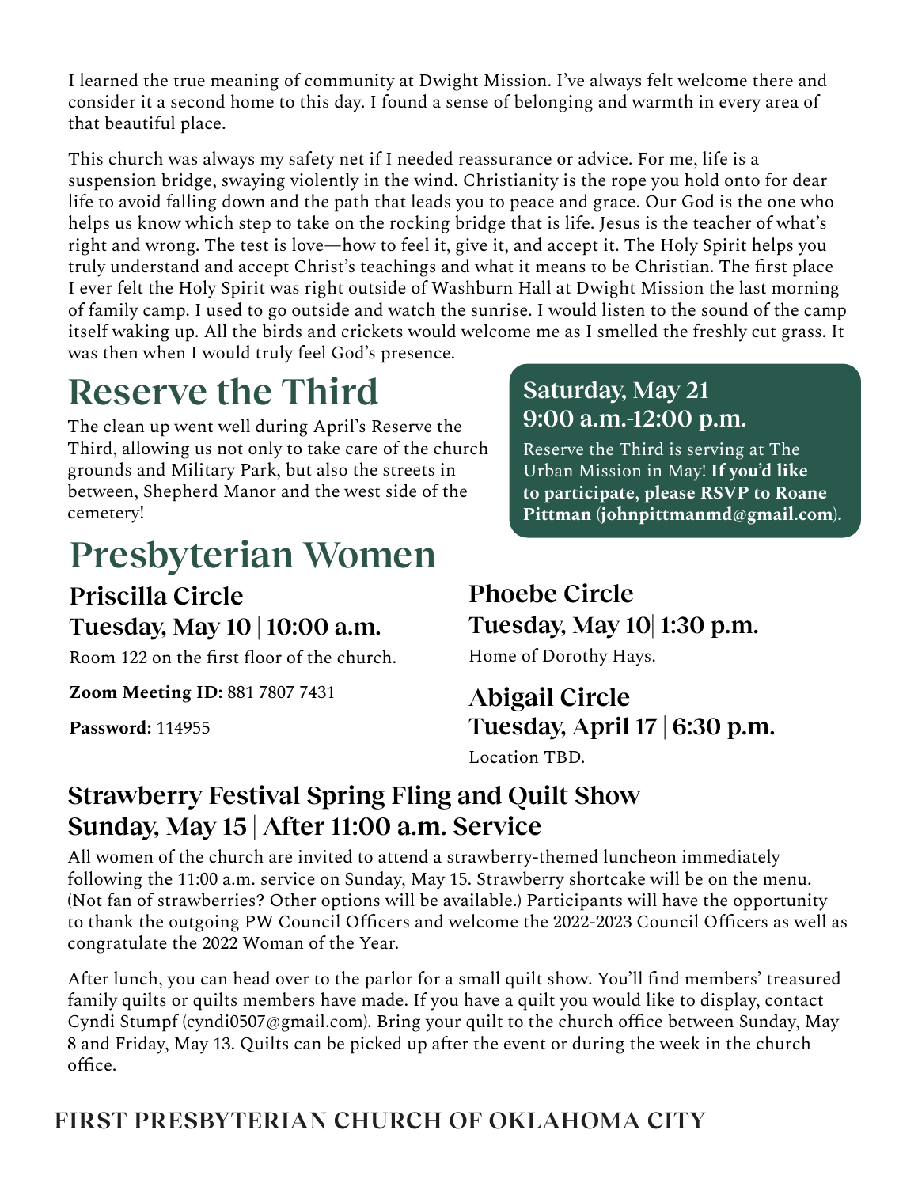I learned the true meaning of community at Dwight Mission. I've always felt welcome there and consider it a second home to this day. I found a sense of belonging and warmth in every area of that beautiful place.

This church was always my safety net if I needed reassurance or advice. For me, life is a suspension bridge, swaying violently in the wind. Christianity is the rope you hold onto for dear life to avoid falling down and the path that leads you to peace and grace. Our God is the one who helps us know which step to take on the rocking bridge that is life. Jesus is the teacher of what's right and wrong. The test is love—how to feel it, give it, and accept it. The Holy Spirit helps you truly understand and accept Christ's teachings and what it means to be Christian. The first place I ever felt the Holy Spirit was right outside of Washburn Hall at Dwight Mission the last morning of family camp. I used to go outside and watch the sunrise. I would listen to the sound of the camp itself waking up. All the birds and crickets would welcome me as I smelled the freshly cut grass. It was then when I would truly feel God's presence.

# Reserve the Third

The clean up went well during April's Reserve the Third, allowing us not only to take care of the church grounds and Military Park, but also the streets in between, Shepherd Manor and the west side of the cemetery!

### Saturday, May 21
### 9:00 a.m.-12:00 p.m.

Reserve the Third is serving at The Urban Mission in May! **If you'd like to participate, please RSVP to Roane Pittman (johnpittmanmd@gmail.com).**

# Presbyterian Women

## Priscilla Circle
## Tuesday, May 10 | 10:00 a.m.

Room 122 on the first floor of the church.

**Zoom Meeting ID:** 881 7807 7431

**Password:** 114955

## Phoebe Circle
## Tuesday, May 10| 1:30 p.m.

Home of Dorothy Hays.

## Abigail Circle
## Tuesday, April 17 | 6:30 p.m.

Location TBD.

## Strawberry Festival Spring Fling and Quilt Show
## Sunday, May 15 | After 11:00 a.m. Service

All women of the church are invited to attend a strawberry-themed luncheon immediately following the 11:00 a.m. service on Sunday, May 15. Strawberry shortcake will be on the menu. (Not fan of strawberries? Other options will be available.) Participants will have the opportunity to thank the outgoing PW Council Officers and welcome the 2022-2023 Council Officers as well as congratulate the 2022 Woman of the Year.

After lunch, you can head over to the parlor for a small quilt show. You'll find members' treasured family quilts or quilts members have made. If you have a quilt you would like to display, contact Cyndi Stumpf (cyndi0507@gmail.com). Bring your quilt to the church office between Sunday, May 8 and Friday, May 13. Quilts can be picked up after the event or during the week in the church office.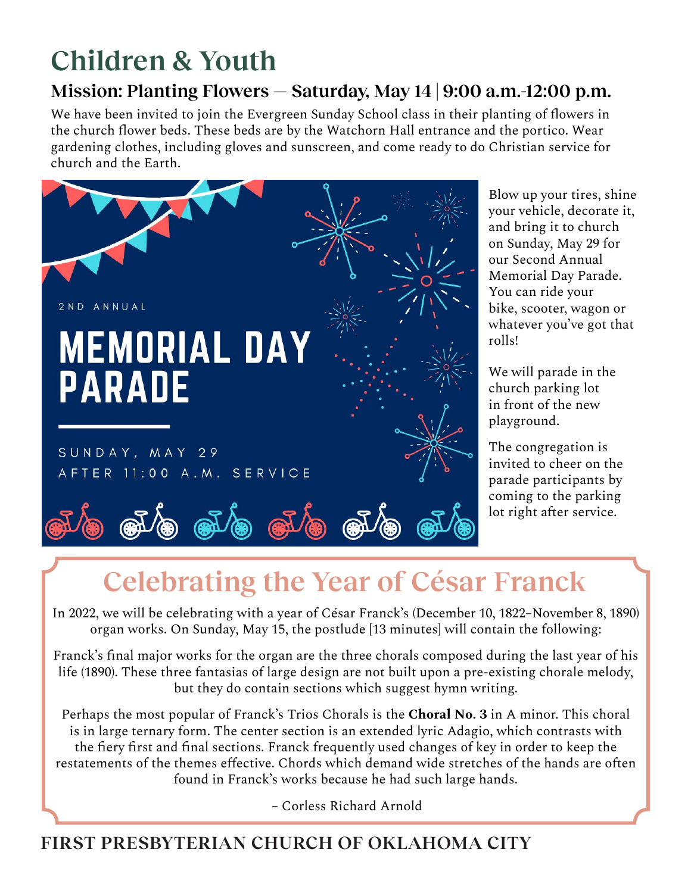# Children & Youth

## Mission: Planting Flowers — Saturday, May 14 | 9:00 a.m.-12:00 p.m.

We have been invited to join the Evergreen Sunday School class in their planting of flowers in the church flower beds. These beds are by the Watchorn Hall entrance and the portico. Wear gardening clothes, including gloves and sunscreen, and come ready to do Christian service for church and the Earth.

2ND ANNUAL

**MEMORIAL DAY PARADE**

SUNDAY, MAY 29
AFTER 11:00 A.M. SERVICE

Blow up your tires, shine your vehicle, decorate it, and bring it to church on Sunday, May 29 for our Second Annual Memorial Day Parade. You can ride your bike, scooter, wagon or whatever you've got that rolls!

We will parade in the church parking lot in front of the new playground.

The congregation is invited to cheer on the parade participants by coming to the parking lot right after service.

## Celebrating the Year of César Franck

In 2022, we will be celebrating with a year of César Franck's (December 10, 1822–November 8, 1890) organ works. On Sunday, May 15, the postlude [13 minutes] will contain the following:

Franck's final major works for the organ are the three chorals composed during the last year of his life (1890). These three fantasias of large design are not built upon a pre-existing chorale melody, but they do contain sections which suggest hymn writing.

Perhaps the most popular of Franck's Trios Chorals is the **Choral No. 3** in A minor. This choral is in large ternary form. The center section is an extended lyric Adagio, which contrasts with the fiery first and final sections. Franck frequently used changes of key in order to keep the restatements of the themes effective. Chords which demand wide stretches of the hands are often found in Franck's works because he had such large hands.

– Corless Richard Arnold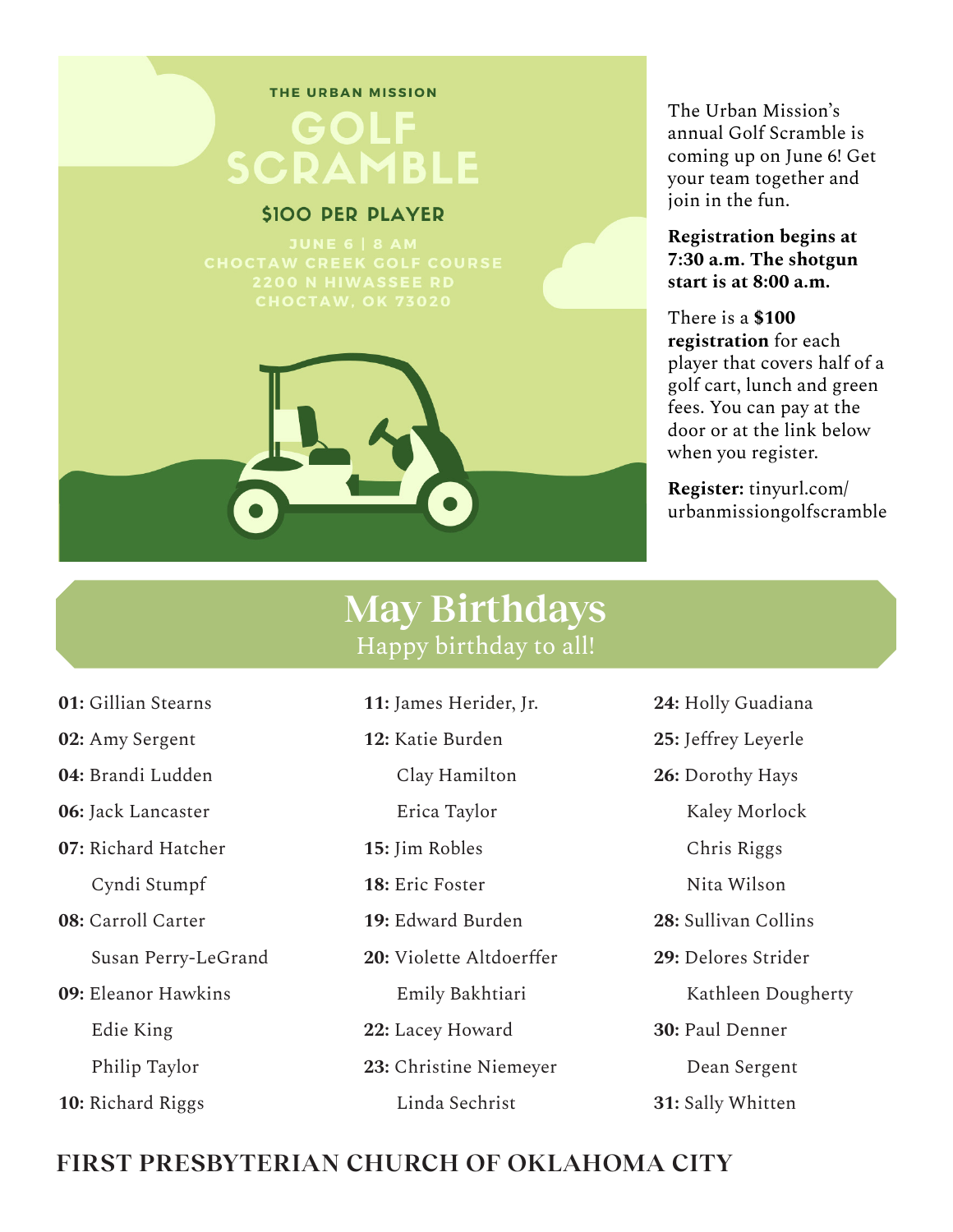THE URBAN MISSION

# GOLF SCRAMBLE

**$100 PER PLAYER**

JUNE 6 | 8 AM
CHOCTAW CREEK GOLF COURSE
2200 N HIWASSEE RD
CHOCTAW, OK 73020

The Urban Mission's annual Golf Scramble is coming up on June 6! Get your team together and join in the fun.

**Registration begins at 7:30 a.m. The shotgun start is at 8:00 a.m.**

There is a **$100 registration** for each player that covers half of a golf cart, lunch and green fees. You can pay at the door or at the link below when you register.

**Register:** tinyurl.com/urbanmissiongolfscramble

# May Birthdays

Happy birthday to all!

**01:** Gillian Stearns

**02:** Amy Sergent

**04:** Brandi Ludden

**06:** Jack Lancaster

**07:** Richard Hatcher
Cyndi Stumpf

**08:** Carroll Carter
Susan Perry-LeGrand

**09:** Eleanor Hawkins
Edie King
Philip Taylor

**10:** Richard Riggs

**11:** James Herider, Jr.

**12:** Katie Burden
Clay Hamilton
Erica Taylor

**15:** Jim Robles

**18:** Eric Foster

**19:** Edward Burden

**20:** Violette Altdoerffer
Emily Bakhtiari

**22:** Lacey Howard

**23:** Christine Niemeyer
Linda Sechrist

**24:** Holly Guadiana

**25:** Jeffrey Leyerle

**26:** Dorothy Hays
Kaley Morlock
Chris Riggs
Nita Wilson

**28:** Sullivan Collins

**29:** Delores Strider
Kathleen Dougherty

**30:** Paul Denner
Dean Sergent

**31:** Sally Whitten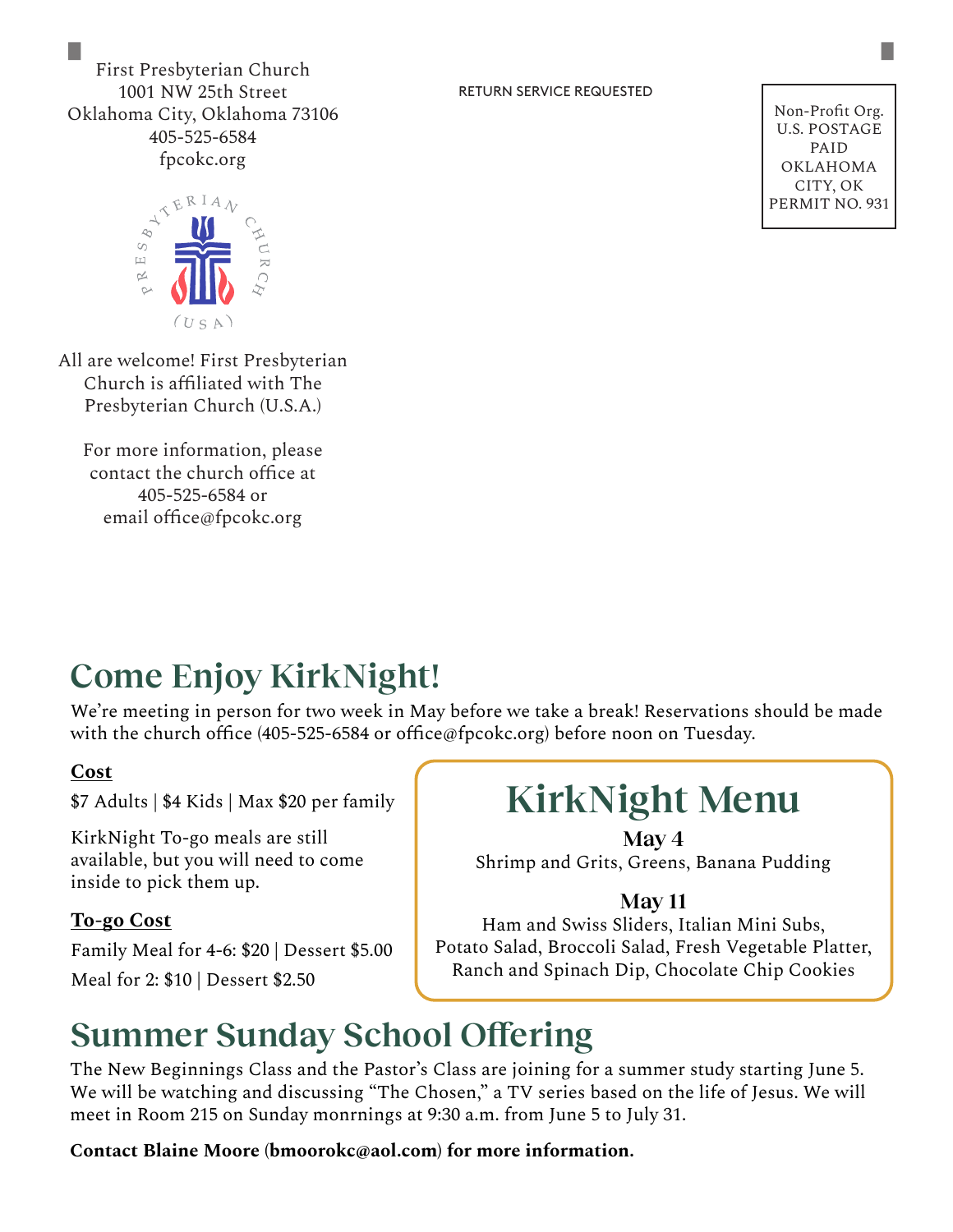First Presbyterian Church
1001 NW 25th Street
Oklahoma City, Oklahoma 73106
405-525-6584
fpcokc.org

RETURN SERVICE REQUESTED

Non-Profit Org.
U.S. POSTAGE
PAID
OKLAHOMA
CITY, OK
PERMIT NO. 931

PRESBYTERIAN CHURCH (USA)

All are welcome! First Presbyterian Church is affiliated with The Presbyterian Church (U.S.A.)

For more information, please contact the church office at 405-525-6584 or email office@fpcokc.org

# Come Enjoy KirkNight!

We're meeting in person for two week in May before we take a break! Reservations should be made with the church office (405-525-6584 or office@fpcokc.org) before noon on Tuesday.

**Cost**

$7 Adults | $4 Kids | Max $20 per family

KirkNight To-go meals are still available, but you will need to come inside to pick them up.

**To-go Cost**

Family Meal for 4-6: $20 | Dessert $5.00

Meal for 2: $10 | Dessert $2.50

## KirkNight Menu

**May 4**

Shrimp and Grits, Greens, Banana Pudding

**May 11**

Ham and Swiss Sliders, Italian Mini Subs, Potato Salad, Broccoli Salad, Fresh Vegetable Platter, Ranch and Spinach Dip, Chocolate Chip Cookies

# Summer Sunday School Offering

The New Beginnings Class and the Pastor's Class are joining for a summer study starting June 5. We will be watching and discussing "The Chosen," a TV series based on the life of Jesus. We will meet in Room 215 on Sunday monrnings at 9:30 a.m. from June 5 to July 31.

**Contact Blaine Moore (bmoorokc@aol.com) for more information.**